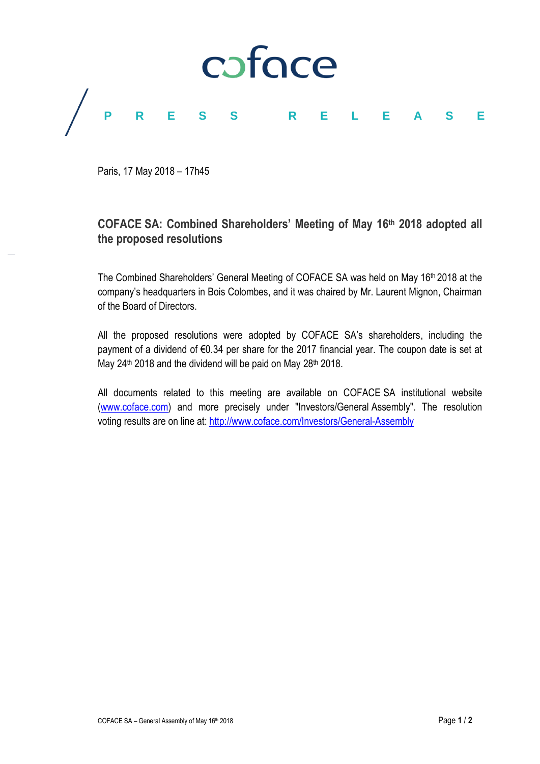coface

PRESS RELEASE

Paris, 17 May 2018 – 17h45

# COFACE SA: Combined Shareholders' Meeting of May 16th 2018 adopted all the proposed resolutions

The Combined Shareholders' General Meeting of COFACE SA was held on May 16th 2018 at the company's headquarters in Bois Colombes, and it was chaired by Mr. Laurent Mignon, Chairman of the Board of Directors.

All the proposed resolutions were adopted by COFACE SA's shareholders, including the payment of a dividend of €0.34 per share for the 2017 financial year. The coupon date is set at May 24th 2018 and the dividend will be paid on May 28th 2018.

All documents related to this meeting are available on COFACE SA institutional website (www.coface.com) and more precisely under "Investors/General Assembly". The resolution voting results are on line at: http://www.coface.com/Investors/General-Assembly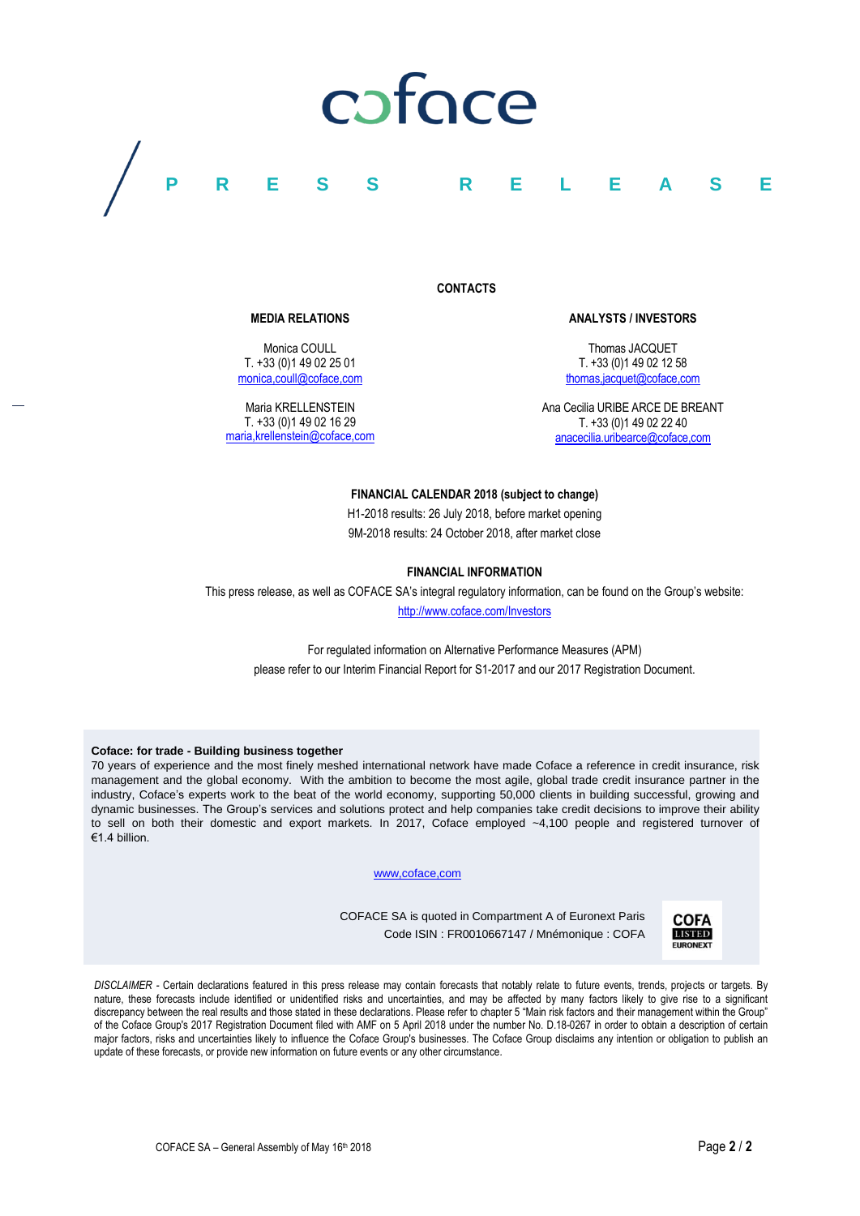P R E S S   R E L E A S E

**CONTACTS**

**MEDIA RELATIONS**

Monica COULL
T. +33 (0)1 49 02 25 01
monica.coull@coface.com

Maria KRELLENSTEIN
T. +33 (0)1 49 02 16 29
maria.krellenstein@coface.com

**ANALYSTS / INVESTORS**

Thomas JACQUET
T. +33 (0)1 49 02 12 58
thomas.jacquet@coface.com

Ana Cecilia URIBE ARCE DE BREANT
T. +33 (0)1 49 02 22 40
anacecilia.uribearce@coface.com

**FINANCIAL CALENDAR 2018 (subject to change)**

H1-2018 results: 26 July 2018, before market opening
9M-2018 results: 24 October 2018, after market close

**FINANCIAL INFORMATION**

This press release, as well as COFACE SA's integral regulatory information, can be found on the Group's website:
http://www.coface.com/Investors

For regulated information on Alternative Performance Measures (APM)
please refer to our Interim Financial Report for S1-2017 and our 2017 Registration Document.

**Coface: for trade - Building business together**

70 years of experience and the most finely meshed international network have made Coface a reference in credit insurance, risk management and the global economy. With the ambition to become the most agile, global trade credit insurance partner in the industry, Coface's experts work to the beat of the world economy, supporting 50,000 clients in building successful, growing and dynamic businesses. The Group's services and solutions protect and help companies take credit decisions to improve their ability to sell on both their domestic and export markets. In 2017, Coface employed ~4,100 people and registered turnover of €1.4 billion.

www.coface.com

COFACE SA is quoted in Compartment A of Euronext Paris
Code ISIN : FR0010667147 / Mnémonique : COFA

COFA LISTED EURONEXT

*DISCLAIMER* - Certain declarations featured in this press release may contain forecasts that notably relate to future events, trends, projects or targets. By nature, these forecasts include identified or unidentified risks and uncertainties, and may be affected by many factors likely to give rise to a significant discrepancy between the real results and those stated in these declarations. Please refer to chapter 5 "Main risk factors and their management within the Group" of the Coface Group's 2017 Registration Document filed with AMF on 5 April 2018 under the number No. D.18-0267 in order to obtain a description of certain major factors, risks and uncertainties likely to influence the Coface Group's businesses. The Coface Group disclaims any intention or obligation to publish an update of these forecasts, or provide new information on future events or any other circumstance.